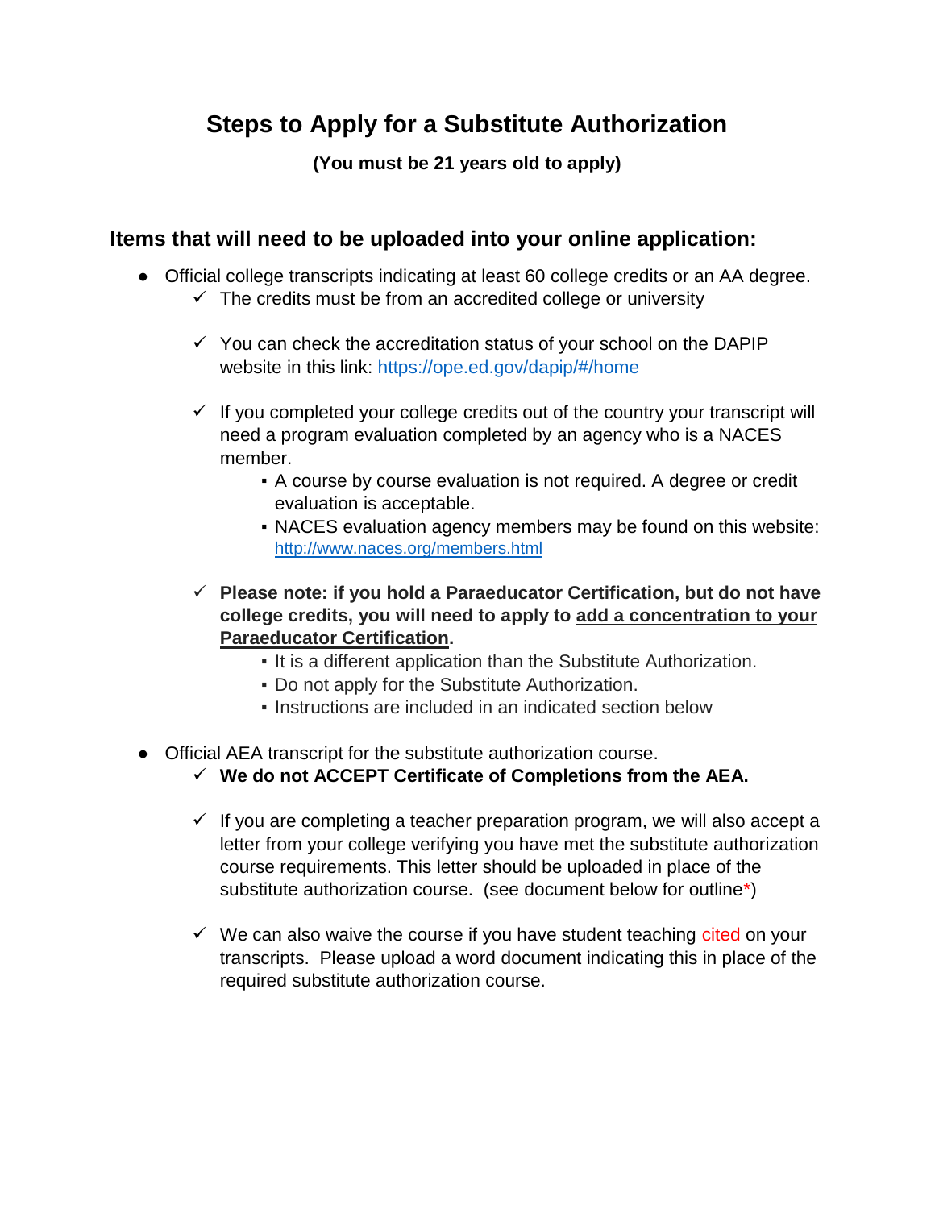# Steps to Apply for a Substitute Authorization

**(You must be 21 years old to apply)**

## Items that will need to be uploaded into your online application:

- Official college transcripts indicating at least 60 college credits or an AA degree.
  - ✓ The credits must be from an accredited college or university
  - ✓ You can check the accreditation status of your school on the DAPIP website in this link: https://ope.ed.gov/dapip/#/home
  - ✓ If you completed your college credits out of the country your transcript will need a program evaluation completed by an agency who is a NACES member.
    - A course by course evaluation is not required. A degree or credit evaluation is acceptable.
    - NACES evaluation agency members may be found on this website: http://www.naces.org/members.html
  - ✓ **Please note: if you hold a Paraeducator Certification, but do not have college credits, you will need to apply to add a concentration to your Paraeducator Certification.**
    - It is a different application than the Substitute Authorization.
    - Do not apply for the Substitute Authorization.
    - Instructions are included in an indicated section below
- Official AEA transcript for the substitute authorization course.
  - ✓ **We do not ACCEPT Certificate of Completions from the AEA.**
  - ✓ If you are completing a teacher preparation program, we will also accept a letter from your college verifying you have met the substitute authorization course requirements. This letter should be uploaded in place of the substitute authorization course. (see document below for outline*)
  - ✓ We can also waive the course if you have student teaching cited on your transcripts. Please upload a word document indicating this in place of the required substitute authorization course.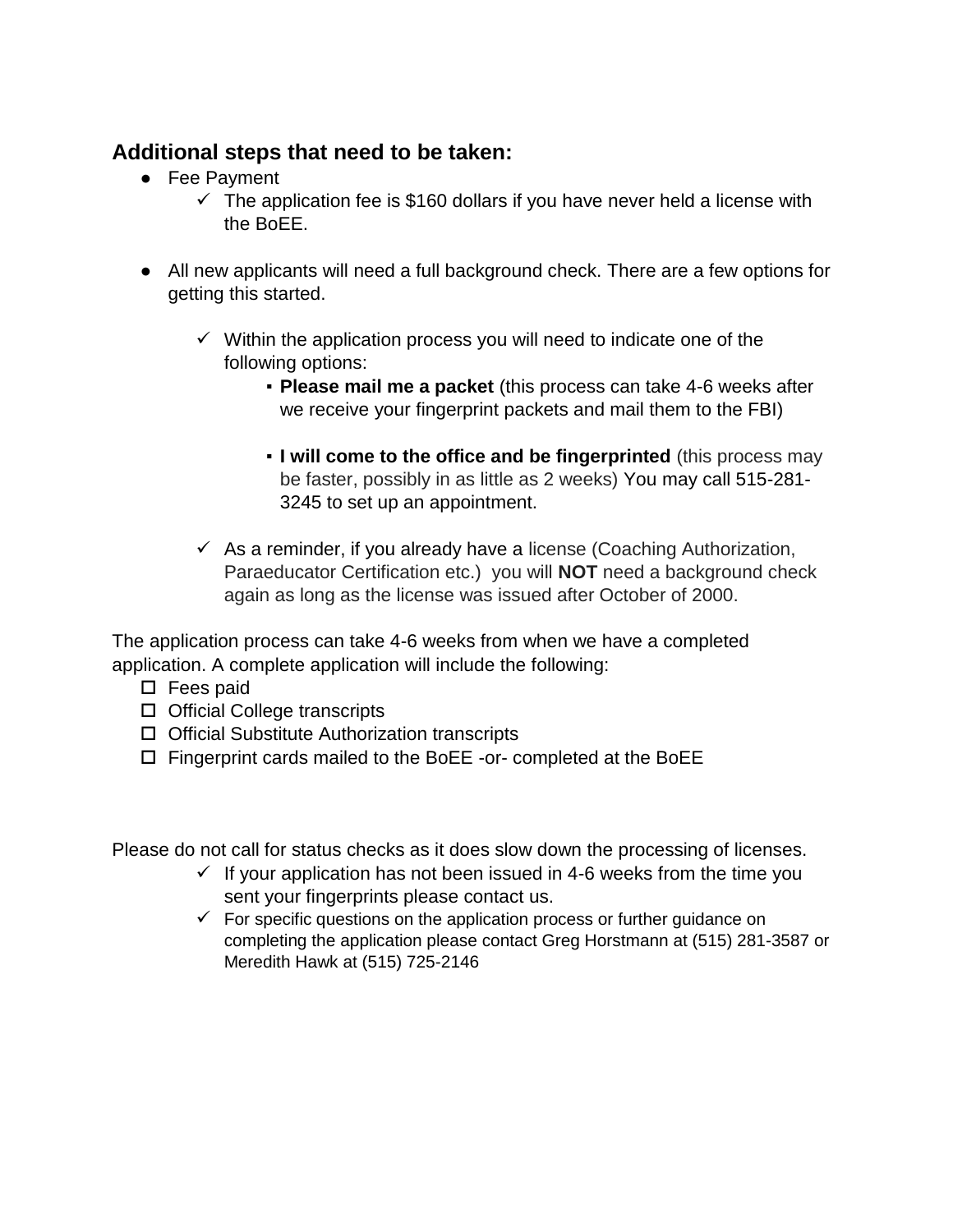## Additional steps that need to be taken:

- Fee Payment
  - ✓ The application fee is $160 dollars if you have never held a license with the BoEE.

- All new applicants will need a full background check. There are a few options for getting this started.

  - ✓ Within the application process you will need to indicate one of the following options:
    - **Please mail me a packet** (this process can take 4-6 weeks after we receive your fingerprint packets and mail them to the FBI)

    - **I will come to the office and be fingerprinted** (this process may be faster, possibly in as little as 2 weeks) You may call 515-281-3245 to set up an appointment.

  - ✓ As a reminder, if you already have a license (Coaching Authorization, Paraeducator Certification etc.) you will **NOT** need a background check again as long as the license was issued after October of 2000.

The application process can take 4-6 weeks from when we have a completed application. A complete application will include the following:

- ☐ Fees paid
- ☐ Official College transcripts
- ☐ Official Substitute Authorization transcripts
- ☐ Fingerprint cards mailed to the BoEE -or- completed at the BoEE

Please do not call for status checks as it does slow down the processing of licenses.

- ✓ If your application has not been issued in 4-6 weeks from the time you sent your fingerprints please contact us.
- ✓ For specific questions on the application process or further guidance on completing the application please contact Greg Horstmann at (515) 281-3587 or Meredith Hawk at (515) 725-2146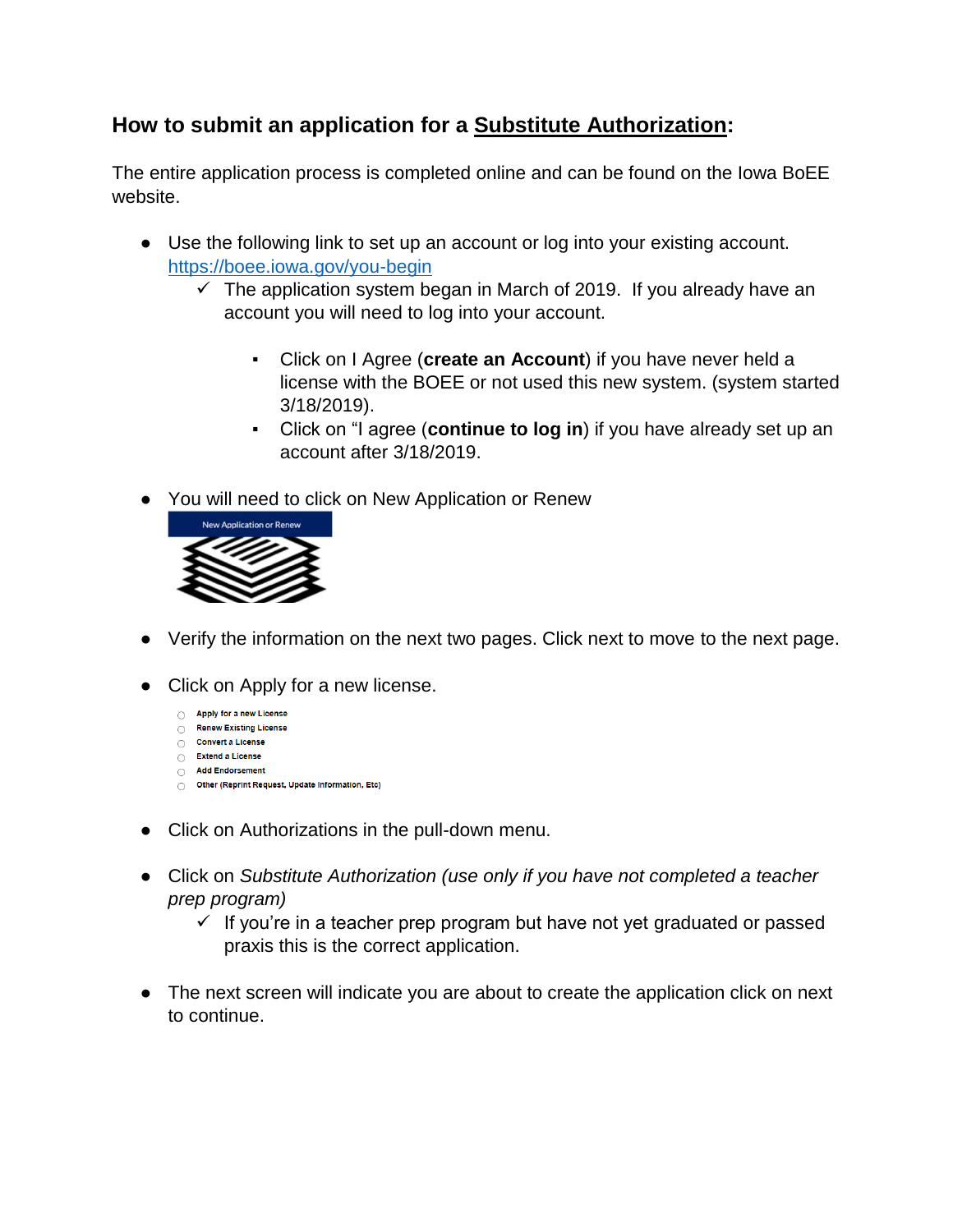## How to submit an application for a <u>Substitute Authorization</u>:

The entire application process is completed online and can be found on the Iowa BoEE website.

- Use the following link to set up an account or log into your existing account. [https://boee.iowa.gov/you-begin](https://boee.iowa.gov/you-begin)
  - ✓ The application system began in March of 2019. If you already have an account you will need to log into your account.
    - Click on I Agree (**create an Account**) if you have never held a license with the BOEE or not used this new system. (system started 3/18/2019).
    - Click on "I agree (**continue to log in**) if you have already set up an account after 3/18/2019.
- You will need to click on New Application or Renew

  New Application or Renew

- Verify the information on the next two pages. Click next to move to the next page.
- Click on Apply for a new license.
  - ○ Apply for a new License
  - ○ Renew Existing License
  - ○ Convert a License
  - ○ Extend a License
  - ○ Add Endorsement
  - ○ Other (Reprint Request, Update Information, Etc)
- Click on Authorizations in the pull-down menu.
- Click on *Substitute Authorization (use only if you have not completed a teacher prep program)*
  - ✓ If you're in a teacher prep program but have not yet graduated or passed praxis this is the correct application.
- The next screen will indicate you are about to create the application click on next to continue.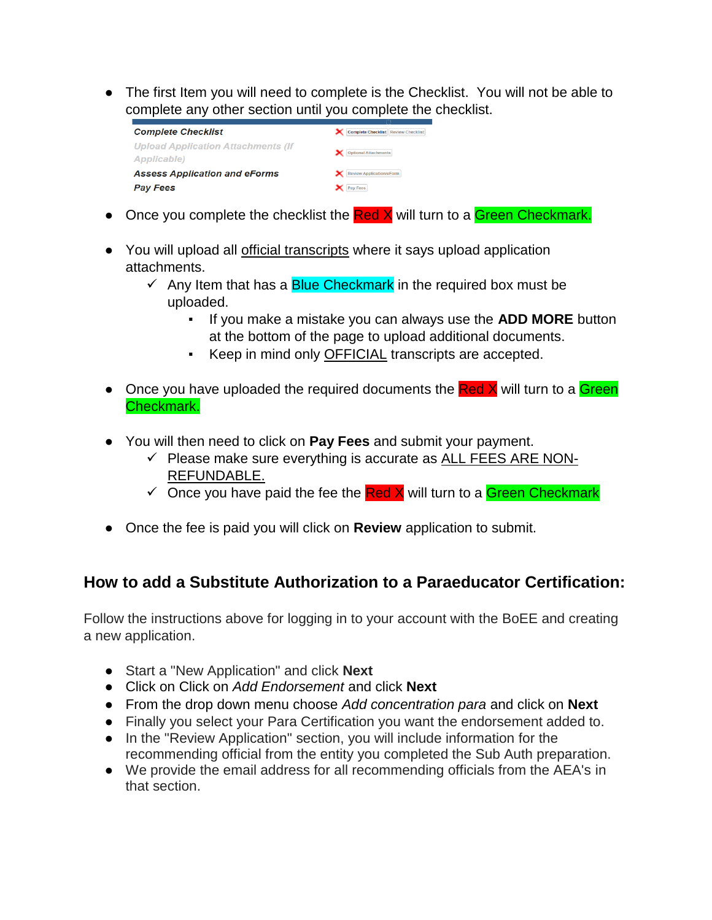- The first Item you will need to complete is the Checklist. You will not be able to complete any other section until you complete the checklist.

| | | |
|---|---|---|
| *Complete Checklist* | ✕ | Complete Checklist / Review Checklist |
| *Upload Application Attachments (If Applicable)* | ✕ | Optional Attachments |
| *Assess Application and eForms* | ✕ | Review Application/eForm |
| *Pay Fees* | ✕ | Pay Fees |

- Once you complete the checklist the Red X will turn to a Green Checkmark.

- You will upload all official transcripts where it says upload application attachments.
  - ✓ Any Item that has a Blue Checkmark in the required box must be uploaded.
    - If you make a mistake you can always use the **ADD MORE** button at the bottom of the page to upload additional documents.
    - Keep in mind only OFFICIAL transcripts are accepted.

- Once you have uploaded the required documents the Red X will turn to a Green Checkmark.

- You will then need to click on **Pay Fees** and submit your payment.
  - ✓ Please make sure everything is accurate as ALL FEES ARE NON-REFUNDABLE.
  - ✓ Once you have paid the fee the Red X will turn to a Green Checkmark

- Once the fee is paid you will click on **Review** application to submit.

### How to add a Substitute Authorization to a Paraeducator Certification:

Follow the instructions above for logging in to your account with the BoEE and creating a new application.

- Start a "New Application" and click **Next**
- Click on Click on *Add Endorsement* and click **Next**
- From the drop down menu choose *Add concentration para* and click on **Next**
- Finally you select your Para Certification you want the endorsement added to.
- In the "Review Application" section, you will include information for the recommending official from the entity you completed the Sub Auth preparation.
- We provide the email address for all recommending officials from the AEA's in that section.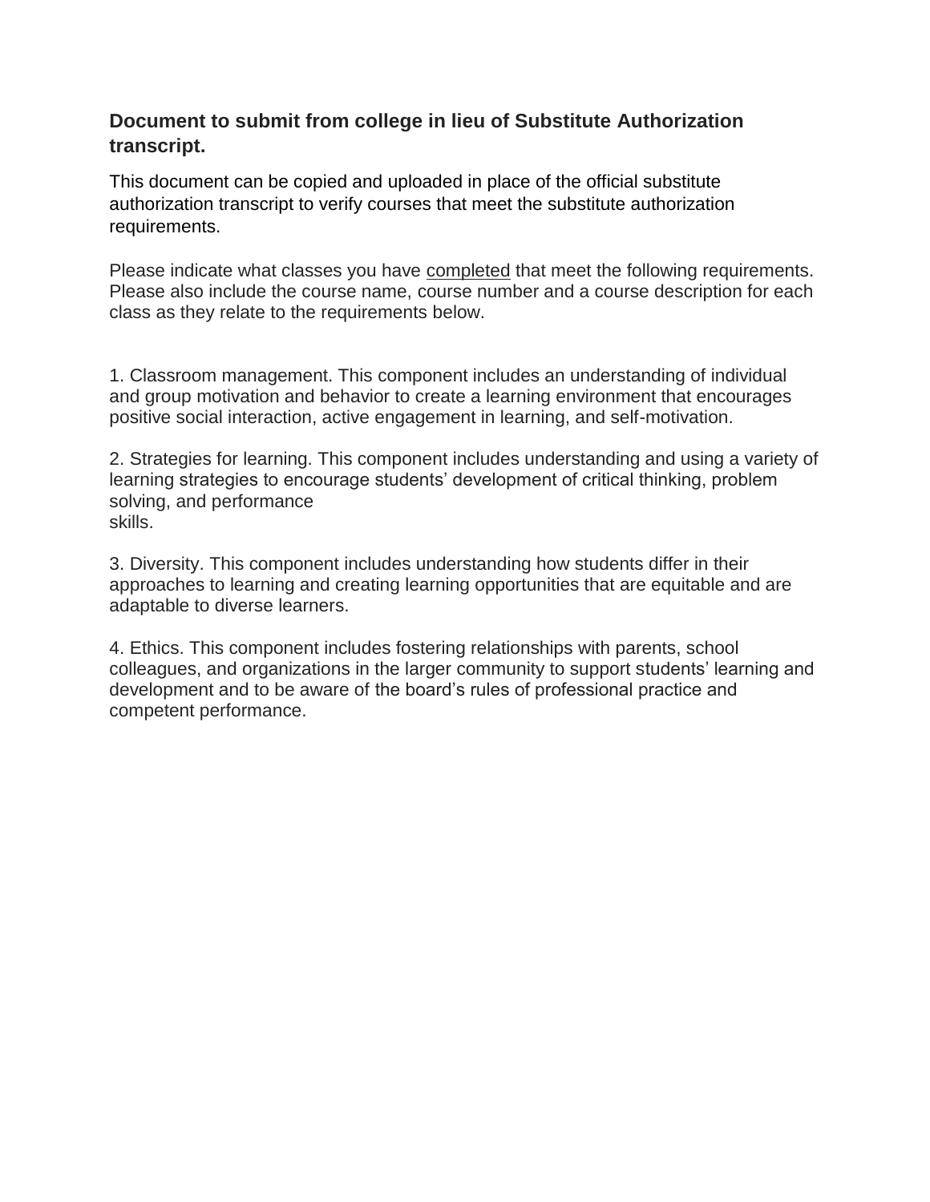**Document to submit from college in lieu of Substitute Authorization transcript.**

This document can be copied and uploaded in place of the official substitute authorization transcript to verify courses that meet the substitute authorization requirements.

Please indicate what classes you have <u>completed</u> that meet the following requirements. Please also include the course name, course number and a course description for each class as they relate to the requirements below.

1. Classroom management. This component includes an understanding of individual and group motivation and behavior to create a learning environment that encourages positive social interaction, active engagement in learning, and self-motivation.

2. Strategies for learning. This component includes understanding and using a variety of learning strategies to encourage students' development of critical thinking, problem solving, and performance skills.

3. Diversity. This component includes understanding how students differ in their approaches to learning and creating learning opportunities that are equitable and are adaptable to diverse learners.

4. Ethics. This component includes fostering relationships with parents, school colleagues, and organizations in the larger community to support students' learning and development and to be aware of the board's rules of professional practice and competent performance.